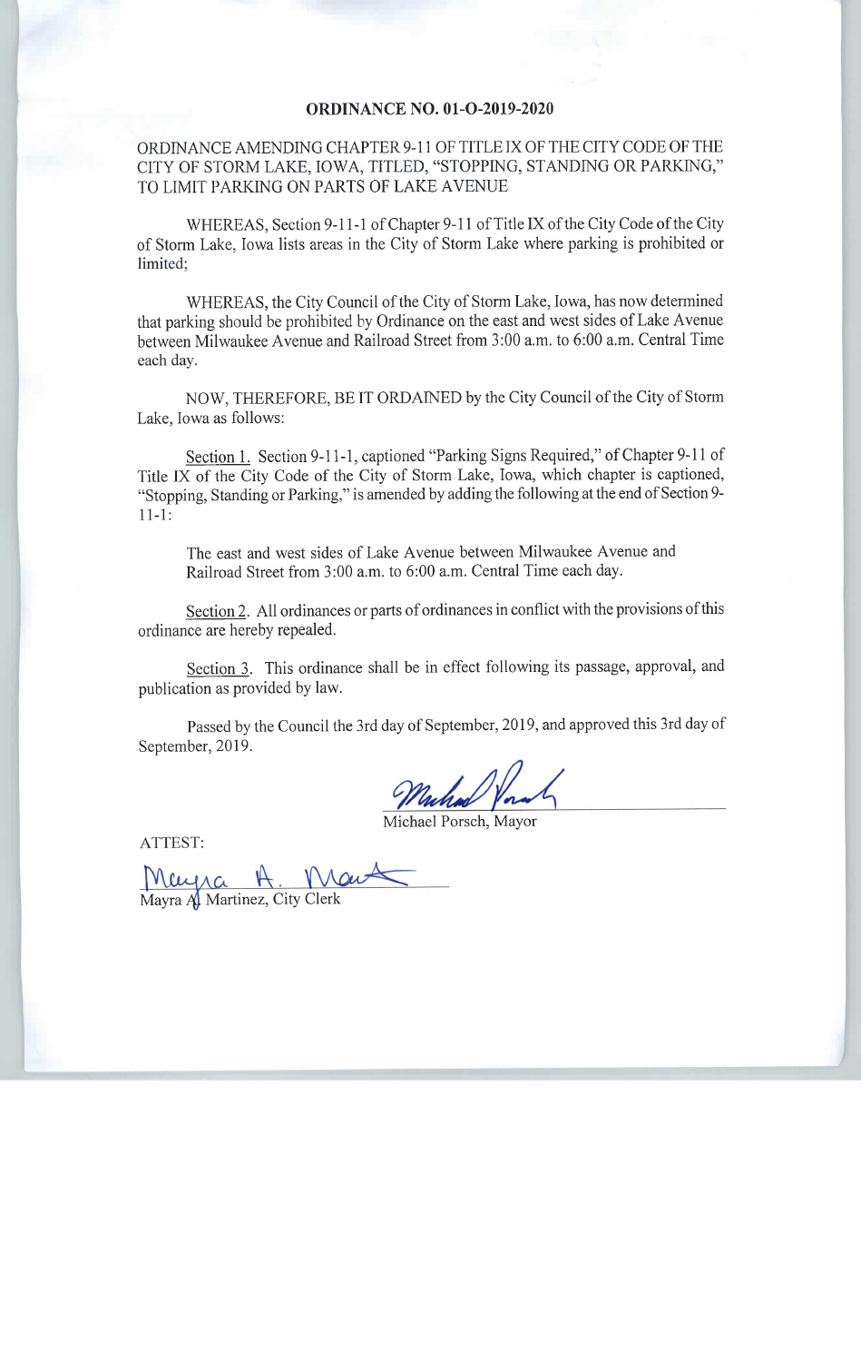# ORDINANCE NO. 01-O-2019-2020

ORDINANCE AMENDING CHAPTER 9-11 OF TITLE IX OF THE CITY CODE OF THE CITY OF STORM LAKE, IOWA, TITLED, "STOPPING, STANDING OR PARKING," TO LIMIT PARKING ON PARTS OF LAKE AVENUE

WHEREAS, Section 9-11-1 of Chapter 9-11 of Title IX of the City Code of the City of Storm Lake, Iowa lists areas in the City of Storm Lake where parking is prohibited or limited;

WHEREAS, the City Council of the City of Storm Lake, Iowa, has now determined that parking should be prohibited by Ordinance on the east and west sides of Lake Avenue between Milwaukee Avenue and Railroad Street from 3:00 a.m. to 6:00 a.m. Central Time each day.

NOW, THEREFORE, BE IT ORDAINED by the City Council of the City of Storm Lake, Iowa as follows:

Section 1. Section 9-11-1, captioned "Parking Signs Required," of Chapter 9-11 of Title IX of the City Code of the City of Storm Lake, Iowa, which chapter is captioned, "Stopping, Standing or Parking," is amended by adding the following at the end of Section 9-11-1:

> The east and west sides of Lake Avenue between Milwaukee Avenue and Railroad Street from 3:00 a.m. to 6:00 a.m. Central Time each day.

Section 2. All ordinances or parts of ordinances in conflict with the provisions of this ordinance are hereby repealed.

Section 3. This ordinance shall be in effect following its passage, approval, and publication as provided by law.

Passed by the Council the 3rd day of September, 2019, and approved this 3rd day of September, 2019.

Michael Porsch, Mayor

ATTEST:

Mayra A. Martinez, City Clerk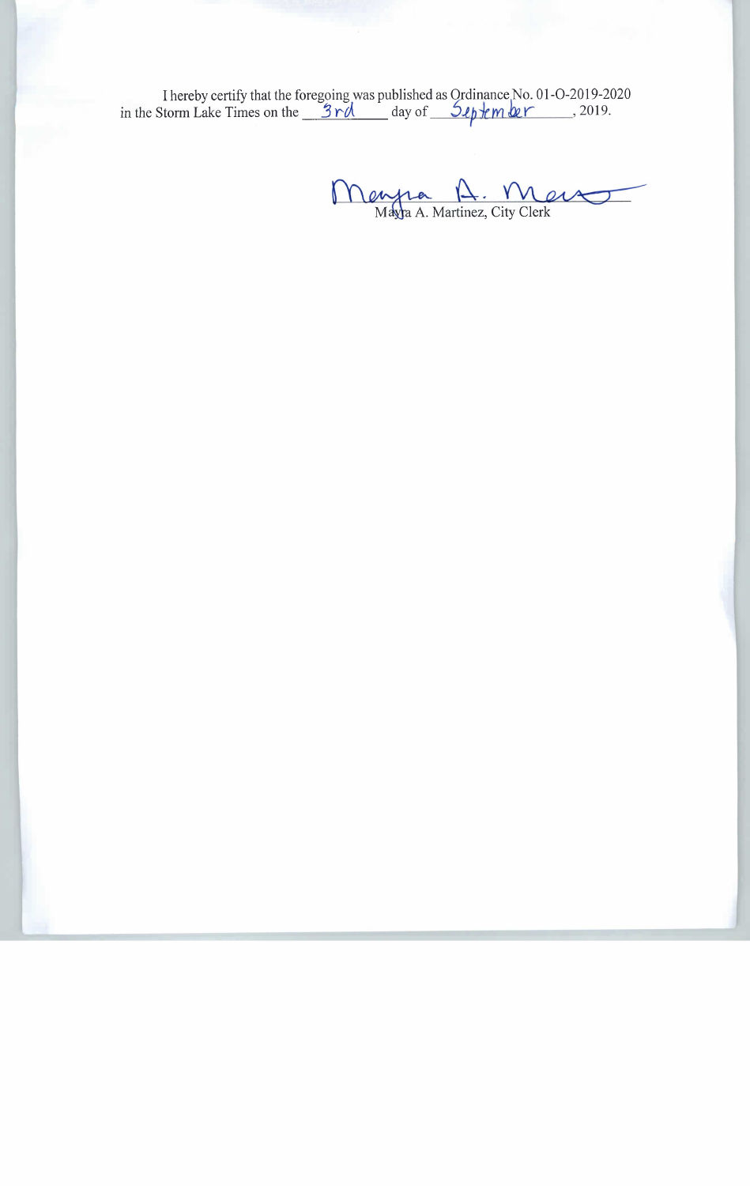I hereby certify that the foregoing was published as Ordinance No. 01-O-2019-2020 in the Storm Lake Times on the 3rd day of September, 2019.

Mayra A. Martinez, City Clerk